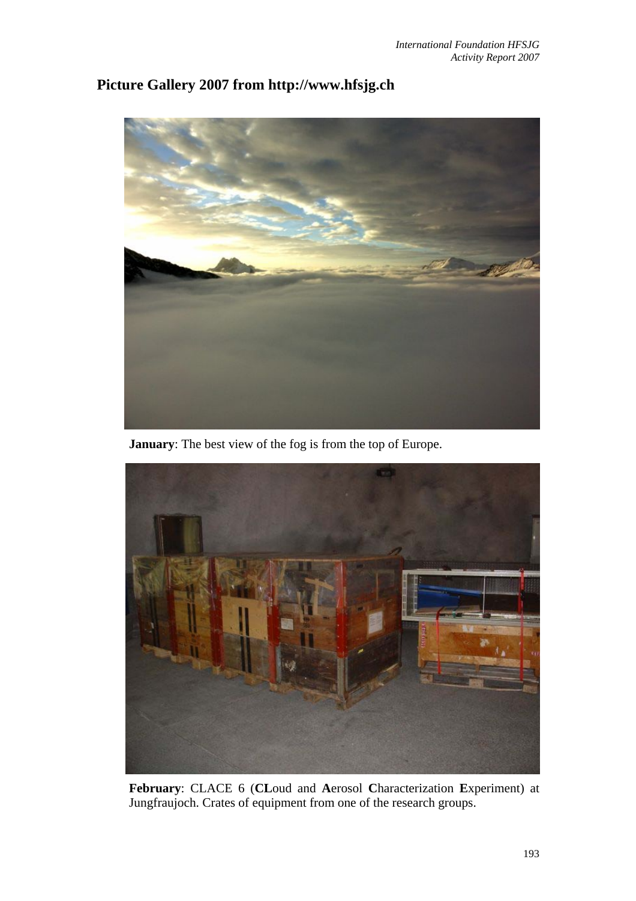## Picture Gallery 2007 from http://www.hfsjg.ch

**January**: The best view of the fog is from the top of Europe.

**February**: CLACE 6 (**CL**oud and **A**erosol **C**haracterization **E**xperiment) at Jungfraujoch. Crates of equipment from one of the research groups.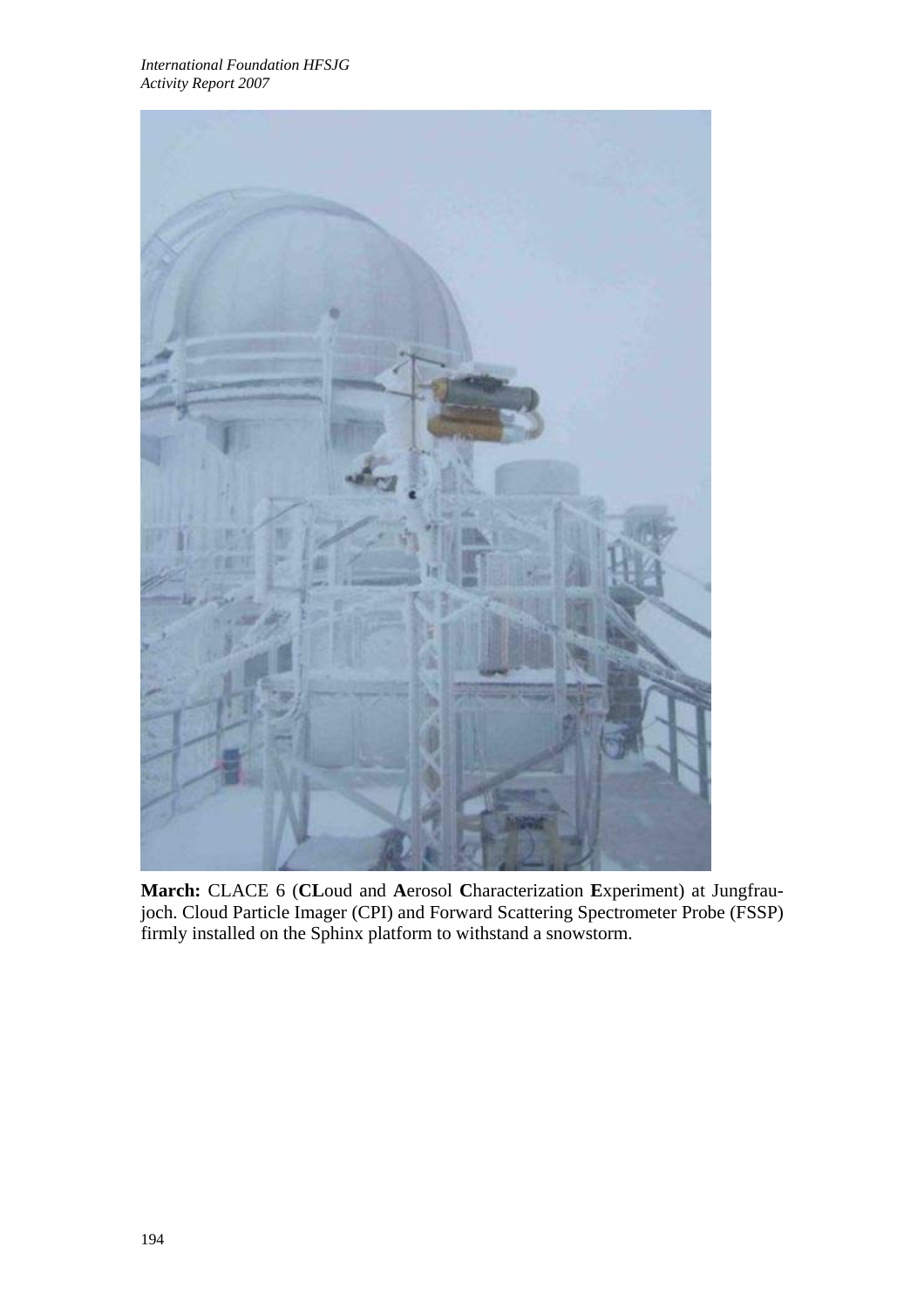**March:** CLACE 6 (**CL**oud and **A**erosol **C**haracterization **E**xperiment) at Jungfraujoch. Cloud Particle Imager (CPI) and Forward Scattering Spectrometer Probe (FSSP) firmly installed on the Sphinx platform to withstand a snowstorm.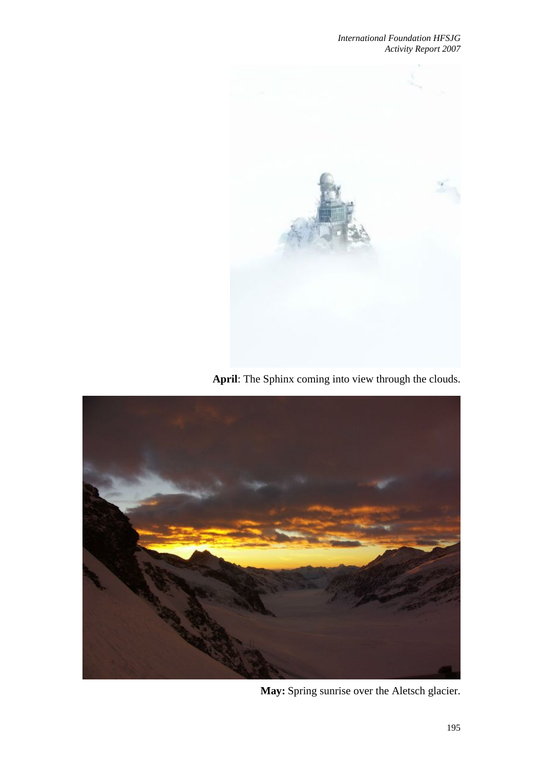**April**: The Sphinx coming into view through the clouds.

**May:** Spring sunrise over the Aletsch glacier.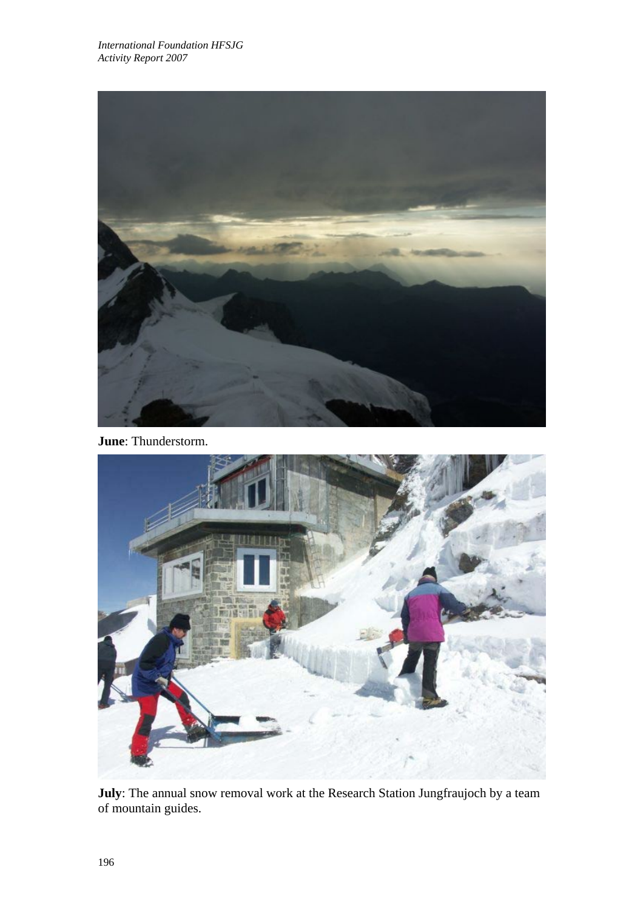**June**: Thunderstorm.

**July**: The annual snow removal work at the Research Station Jungfraujoch by a team of mountain guides.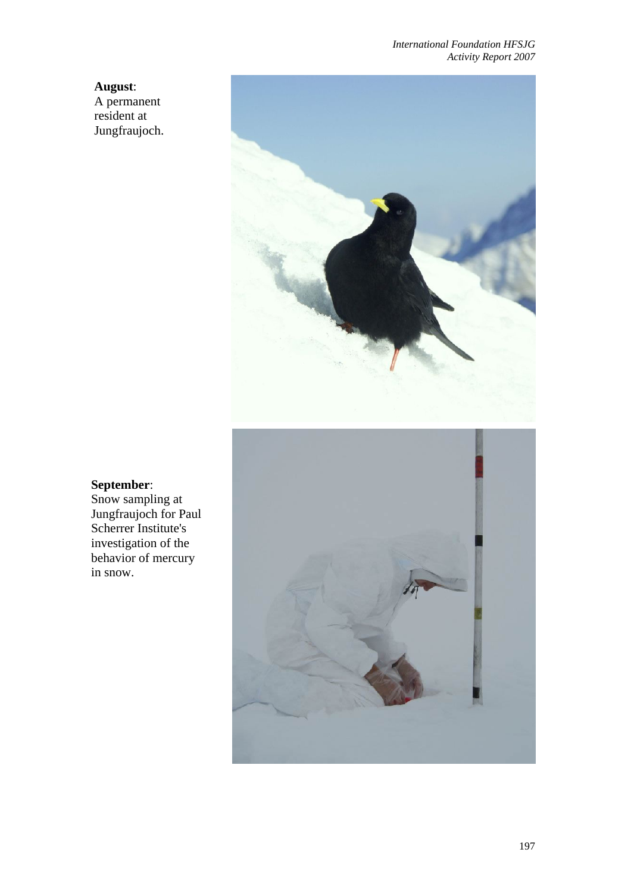**August**:
A permanent resident at Jungfraujoch.

**September**:
Snow sampling at Jungfraujoch for Paul Scherrer Institute's investigation of the behavior of mercury in snow.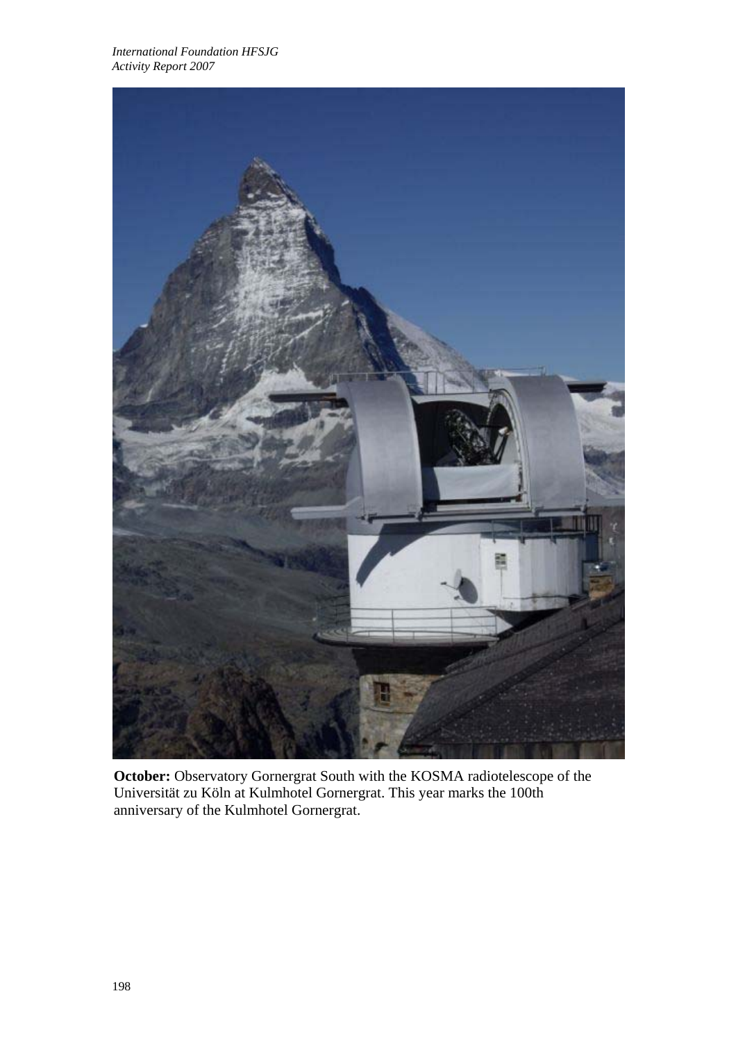**October:** Observatory Gornergrat South with the KOSMA radiotelescope of the Universität zu Köln at Kulmhotel Gornergrat. This year marks the 100th anniversary of the Kulmhotel Gornergrat.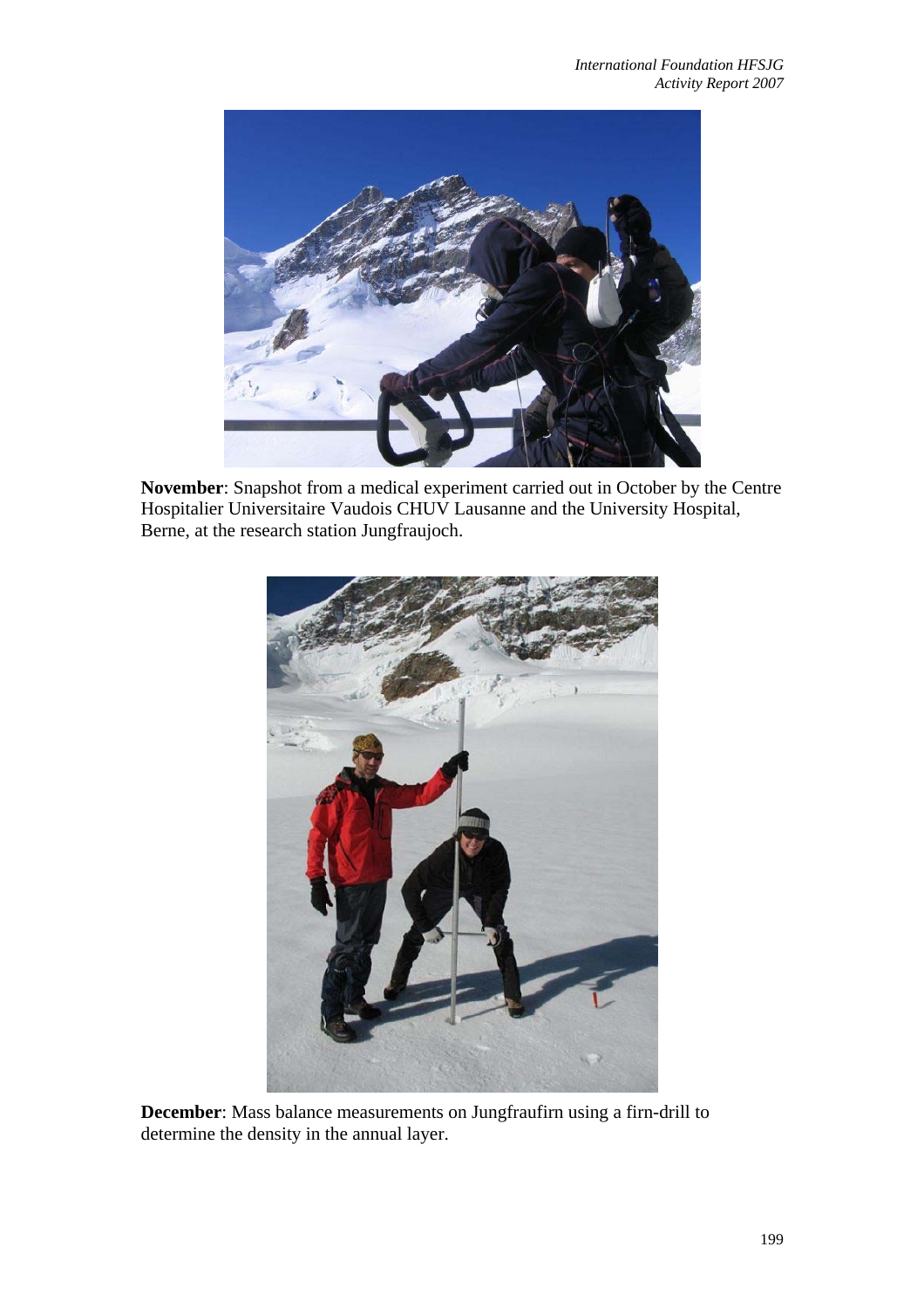**November**: Snapshot from a medical experiment carried out in October by the Centre Hospitalier Universitaire Vaudois CHUV Lausanne and the University Hospital, Berne, at the research station Jungfraujoch.

**December**: Mass balance measurements on Jungfraufirn using a firn-drill to determine the density in the annual layer.